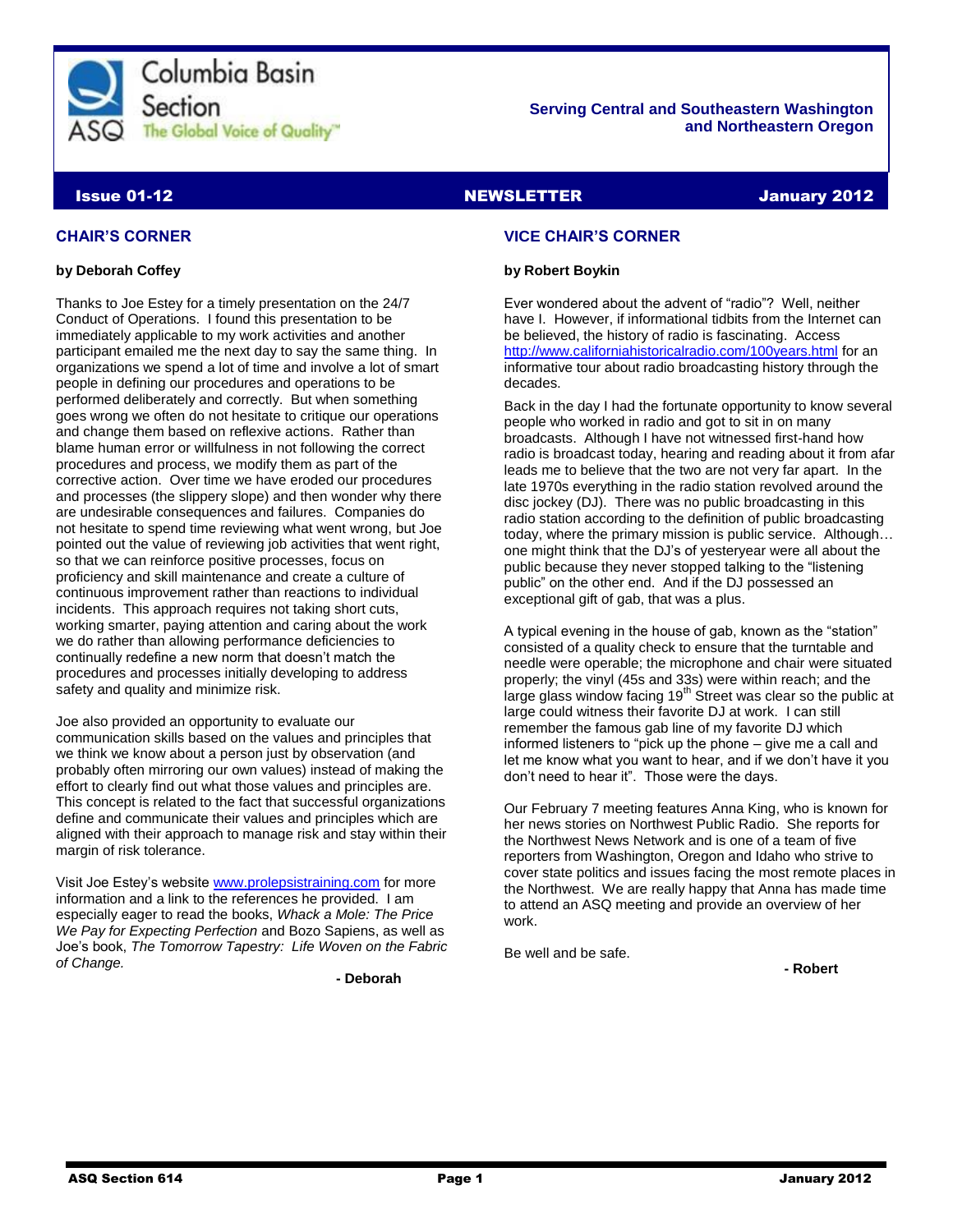Columbia Basin Section

ASQ The Global Voice of Quality™

**Serving Central and Southeastern Washington and Northeastern Oregon**

**Issue 01-12** **NEWSLETTER** **January 2012**

## CHAIR'S CORNER

**by Deborah Coffey**

Thanks to Joe Estey for a timely presentation on the 24/7 Conduct of Operations. I found this presentation to be immediately applicable to my work activities and another participant emailed me the next day to say the same thing. In organizations we spend a lot of time and involve a lot of smart people in defining our procedures and operations to be performed deliberately and correctly. But when something goes wrong we often do not hesitate to critique our operations and change them based on reflexive actions. Rather than blame human error or willfulness in not following the correct procedures and process, we modify them as part of the corrective action. Over time we have eroded our procedures and processes (the slippery slope) and then wonder why there are undesirable consequences and failures. Companies do not hesitate to spend time reviewing what went wrong, but Joe pointed out the value of reviewing job activities that went right, so that we can reinforce positive processes, focus on proficiency and skill maintenance and create a culture of continuous improvement rather than reactions to individual incidents. This approach requires not taking short cuts, working smarter, paying attention and caring about the work we do rather than allowing performance deficiencies to continually redefine a new norm that doesn't match the procedures and processes initially developing to address safety and quality and minimize risk.

Joe also provided an opportunity to evaluate our communication skills based on the values and principles that we think we know about a person just by observation (and probably often mirroring our own values) instead of making the effort to clearly find out what those values and principles are. This concept is related to the fact that successful organizations define and communicate their values and principles which are aligned with their approach to manage risk and stay within their margin of risk tolerance.

Visit Joe Estey's website www.prolepsistraining.com for more information and a link to the references he provided. I am especially eager to read the books, *Whack a Mole: The Price We Pay for Expecting Perfection* and Bozo Sapiens, as well as Joe's book, *The Tomorrow Tapestry: Life Woven on the Fabric of Change.*

**- Deborah**

## VICE CHAIR'S CORNER

**by Robert Boykin**

Ever wondered about the advent of "radio"? Well, neither have I. However, if informational tidbits from the Internet can be believed, the history of radio is fascinating. Access http://www.californiahistoricalradio.com/100years.html for an informative tour about radio broadcasting history through the decades.

Back in the day I had the fortunate opportunity to know several people who worked in radio and got to sit in on many broadcasts. Although I have not witnessed first-hand how radio is broadcast today, hearing and reading about it from afar leads me to believe that the two are not very far apart. In the late 1970s everything in the radio station revolved around the disc jockey (DJ). There was no public broadcasting in this radio station according to the definition of public broadcasting today, where the primary mission is public service. Although… one might think that the DJ's of yesteryear were all about the public because they never stopped talking to the "listening public" on the other end. And if the DJ possessed an exceptional gift of gab, that was a plus.

A typical evening in the house of gab, known as the "station" consisted of a quality check to ensure that the turntable and needle were operable; the microphone and chair were situated properly; the vinyl (45s and 33s) were within reach; and the large glass window facing 19th Street was clear so the public at large could witness their favorite DJ at work. I can still remember the famous gab line of my favorite DJ which informed listeners to "pick up the phone – give me a call and let me know what you want to hear, and if we don't have it you don't need to hear it". Those were the days.

Our February 7 meeting features Anna King, who is known for her news stories on Northwest Public Radio. She reports for the Northwest News Network and is one of a team of five reporters from Washington, Oregon and Idaho who strive to cover state politics and issues facing the most remote places in the Northwest. We are really happy that Anna has made time to attend an ASQ meeting and provide an overview of her work.

Be well and be safe.

**- Robert**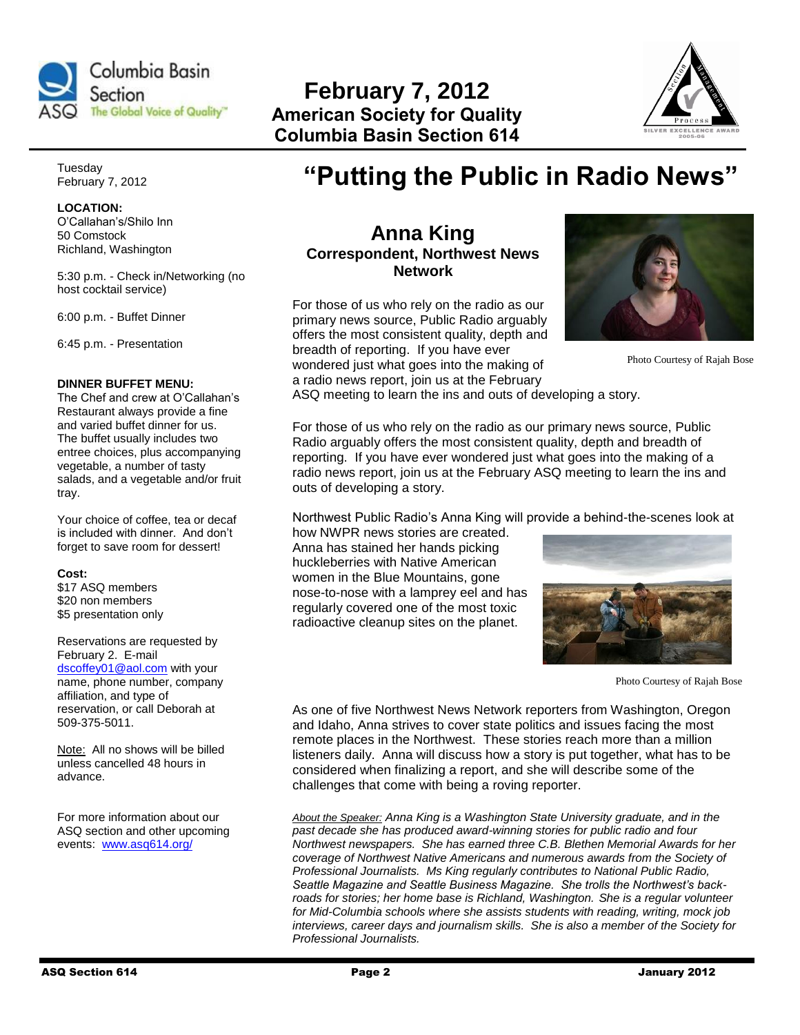# February 7, 2012
## American Society for Quality
## Columbia Basin Section 614

Tuesday
February 7, 2012

**LOCATION:**
O'Callahan's/Shilo Inn
50 Comstock
Richland, Washington

5:30 p.m. - Check in/Networking (no host cocktail service)

6:00 p.m. - Buffet Dinner

6:45 p.m. - Presentation

**DINNER BUFFET MENU:**
The Chef and crew at O'Callahan's Restaurant always provide a fine and varied buffet dinner for us. The buffet usually includes two entree choices, plus accompanying vegetable, a number of tasty salads, and a vegetable and/or fruit tray.

Your choice of coffee, tea or decaf is included with dinner. And don't forget to save room for dessert!

**Cost:**
$17 ASQ members
$20 non members
$5 presentation only

Reservations are requested by February 2. E-mail dscoffey01@aol.com with your name, phone number, company affiliation, and type of reservation, or call Deborah at 509-375-5011.

Note: All no shows will be billed unless cancelled 48 hours in advance.

For more information about our ASQ section and other upcoming events: www.asq614.org/

# "Putting the Public in Radio News"

## Anna King
### Correspondent, Northwest News Network

For those of us who rely on the radio as our primary news source, Public Radio arguably offers the most consistent quality, depth and breadth of reporting. If you have ever wondered just what goes into the making of a radio news report, join us at the February ASQ meeting to learn the ins and outs of developing a story.

Photo Courtesy of Rajah Bose

For those of us who rely on the radio as our primary news source, Public Radio arguably offers the most consistent quality, depth and breadth of reporting. If you have ever wondered just what goes into the making of a radio news report, join us at the February ASQ meeting to learn the ins and outs of developing a story.

Northwest Public Radio's Anna King will provide a behind-the-scenes look at how NWPR news stories are created. Anna has stained her hands picking huckleberries with Native American women in the Blue Mountains, gone nose-to-nose with a lamprey eel and has regularly covered one of the most toxic radioactive cleanup sites on the planet.

Photo Courtesy of Rajah Bose

As one of five Northwest News Network reporters from Washington, Oregon and Idaho, Anna strives to cover state politics and issues facing the most remote places in the Northwest. These stories reach more than a million listeners daily. Anna will discuss how a story is put together, what has to be considered when finalizing a report, and she will describe some of the challenges that come with being a roving reporter.

*About the Speaker: Anna King is a Washington State University graduate, and in the past decade she has produced award-winning stories for public radio and four Northwest newspapers. She has earned three C.B. Blethen Memorial Awards for her coverage of Northwest Native Americans and numerous awards from the Society of Professional Journalists. Ms King regularly contributes to National Public Radio, Seattle Magazine and Seattle Business Magazine. She trolls the Northwest's back-roads for stories; her home base is Richland, Washington. She is a regular volunteer for Mid-Columbia schools where she assists students with reading, writing, mock job interviews, career days and journalism skills. She is also a member of the Society for Professional Journalists.*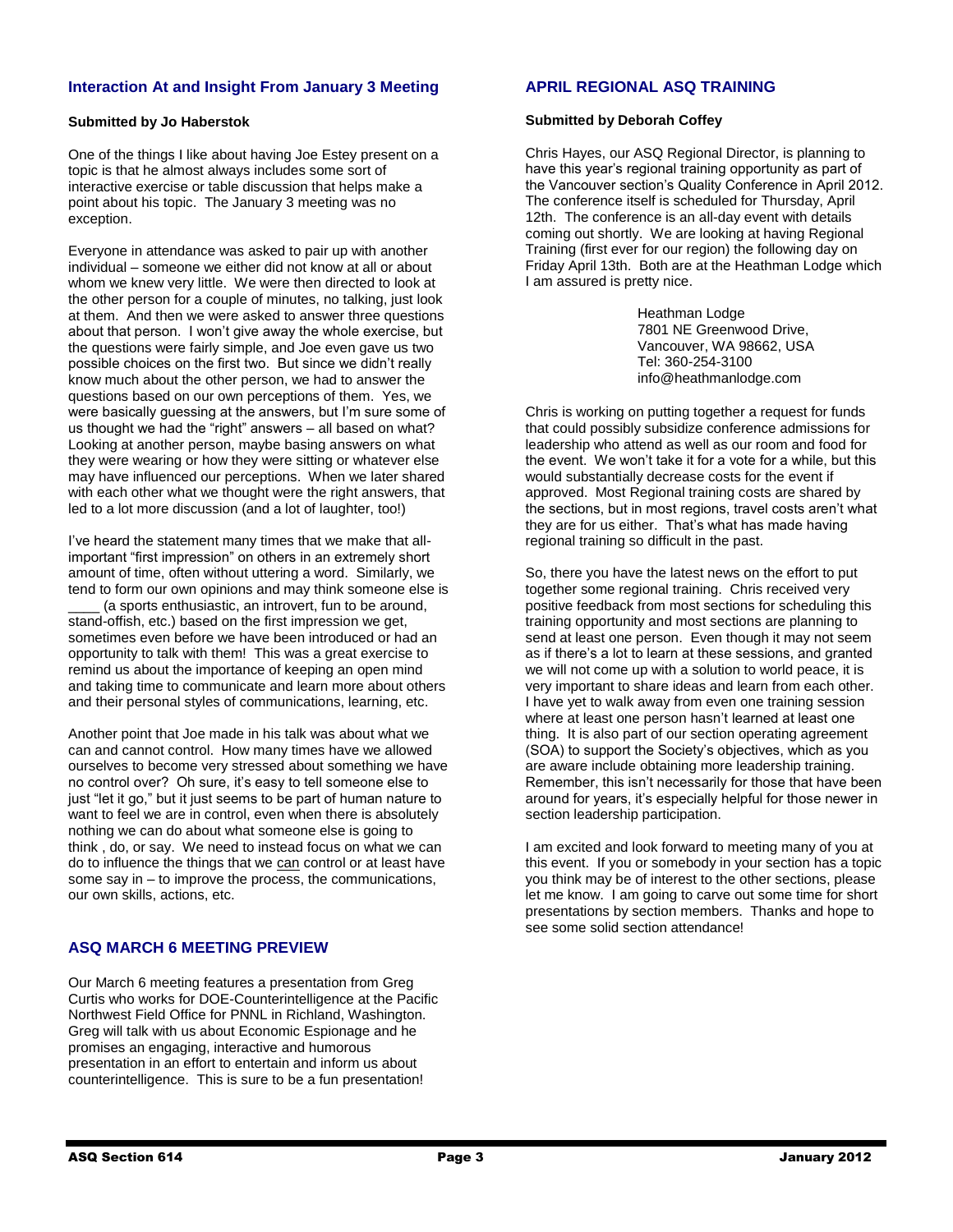## Interaction At and Insight From January 3 Meeting

**Submitted by Jo Haberstok**

One of the things I like about having Joe Estey present on a topic is that he almost always includes some sort of interactive exercise or table discussion that helps make a point about his topic. The January 3 meeting was no exception.

Everyone in attendance was asked to pair up with another individual – someone we either did not know at all or about whom we knew very little. We were then directed to look at the other person for a couple of minutes, no talking, just look at them. And then we were asked to answer three questions about that person. I won't give away the whole exercise, but the questions were fairly simple, and Joe even gave us two possible choices on the first two. But since we didn't really know much about the other person, we had to answer the questions based on our own perceptions of them. Yes, we were basically guessing at the answers, but I'm sure some of us thought we had the "right" answers – all based on what? Looking at another person, maybe basing answers on what they were wearing or how they were sitting or whatever else may have influenced our perceptions. When we later shared with each other what we thought were the right answers, that led to a lot more discussion (and a lot of laughter, too!)

I've heard the statement many times that we make that all-important "first impression" on others in an extremely short amount of time, often without uttering a word. Similarly, we tend to form our own opinions and may think someone else is ____ (a sports enthusiastic, an introvert, fun to be around, stand-offish, etc.) based on the first impression we get, sometimes even before we have been introduced or had an opportunity to talk with them! This was a great exercise to remind us about the importance of keeping an open mind and taking time to communicate and learn more about others and their personal styles of communications, learning, etc.

Another point that Joe made in his talk was about what we can and cannot control. How many times have we allowed ourselves to become very stressed about something we have no control over? Oh sure, it's easy to tell someone else to just "let it go," but it just seems to be part of human nature to want to feel we are in control, even when there is absolutely nothing we can do about what someone else is going to think , do, or say. We need to instead focus on what we can do to influence the things that we <u>can</u> control or at least have some say in – to improve the process, the communications, our own skills, actions, etc.

## ASQ MARCH 6 MEETING PREVIEW

Our March 6 meeting features a presentation from Greg Curtis who works for DOE-Counterintelligence at the Pacific Northwest Field Office for PNNL in Richland, Washington. Greg will talk with us about Economic Espionage and he promises an engaging, interactive and humorous presentation in an effort to entertain and inform us about counterintelligence. This is sure to be a fun presentation!

## APRIL REGIONAL ASQ TRAINING

**Submitted by Deborah Coffey**

Chris Hayes, our ASQ Regional Director, is planning to have this year's regional training opportunity as part of the Vancouver section's Quality Conference in April 2012. The conference itself is scheduled for Thursday, April 12th. The conference is an all-day event with details coming out shortly. We are looking at having Regional Training (first ever for our region) the following day on Friday April 13th. Both are at the Heathman Lodge which I am assured is pretty nice.

Heathman Lodge
7801 NE Greenwood Drive,
Vancouver, WA 98662, USA
Tel: 360-254-3100
info@heathmanlodge.com

Chris is working on putting together a request for funds that could possibly subsidize conference admissions for leadership who attend as well as our room and food for the event. We won't take it for a vote for a while, but this would substantially decrease costs for the event if approved. Most Regional training costs are shared by the sections, but in most regions, travel costs aren't what they are for us either. That's what has made having regional training so difficult in the past.

So, there you have the latest news on the effort to put together some regional training. Chris received very positive feedback from most sections for scheduling this training opportunity and most sections are planning to send at least one person. Even though it may not seem as if there's a lot to learn at these sessions, and granted we will not come up with a solution to world peace, it is very important to share ideas and learn from each other. I have yet to walk away from even one training session where at least one person hasn't learned at least one thing. It is also part of our section operating agreement (SOA) to support the Society's objectives, which as you are aware include obtaining more leadership training. Remember, this isn't necessarily for those that have been around for years, it's especially helpful for those newer in section leadership participation.

I am excited and look forward to meeting many of you at this event. If you or somebody in your section has a topic you think may be of interest to the other sections, please let me know. I am going to carve out some time for short presentations by section members. Thanks and hope to see some solid section attendance!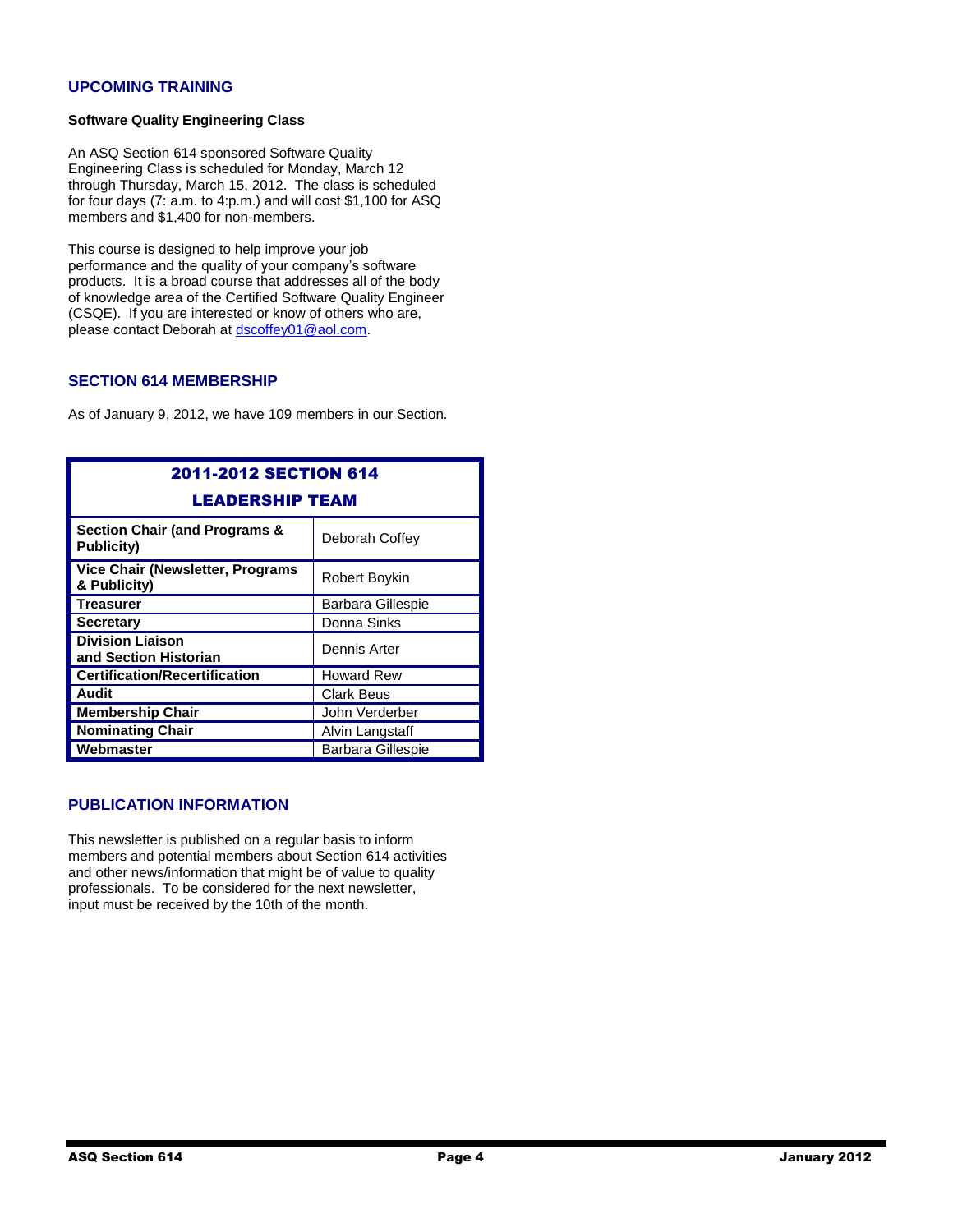## UPCOMING TRAINING

**Software Quality Engineering Class**

An ASQ Section 614 sponsored Software Quality Engineering Class is scheduled for Monday, March 12 through Thursday, March 15, 2012. The class is scheduled for four days (7: a.m. to 4:p.m.) and will cost $1,100 for ASQ members and $1,400 for non-members.

This course is designed to help improve your job performance and the quality of your company's software products. It is a broad course that addresses all of the body of knowledge area of the Certified Software Quality Engineer (CSQE). If you are interested or know of others who are, please contact Deborah at dscoffey01@aol.com.

## SECTION 614 MEMBERSHIP

As of January 9, 2012, we have 109 members in our Section.

| 2011-2012 SECTION 614 LEADERSHIP TEAM | |
|---|---|
| **Section Chair (and Programs & Publicity)** | Deborah Coffey |
| **Vice Chair (Newsletter, Programs & Publicity)** | Robert Boykin |
| **Treasurer** | Barbara Gillespie |
| **Secretary** | Donna Sinks |
| **Division Liaison and Section Historian** | Dennis Arter |
| **Certification/Recertification** | Howard Rew |
| **Audit** | Clark Beus |
| **Membership Chair** | John Verderber |
| **Nominating Chair** | Alvin Langstaff |
| **Webmaster** | Barbara Gillespie |

## PUBLICATION INFORMATION

This newsletter is published on a regular basis to inform members and potential members about Section 614 activities and other news/information that might be of value to quality professionals. To be considered for the next newsletter, input must be received by the 10th of the month.